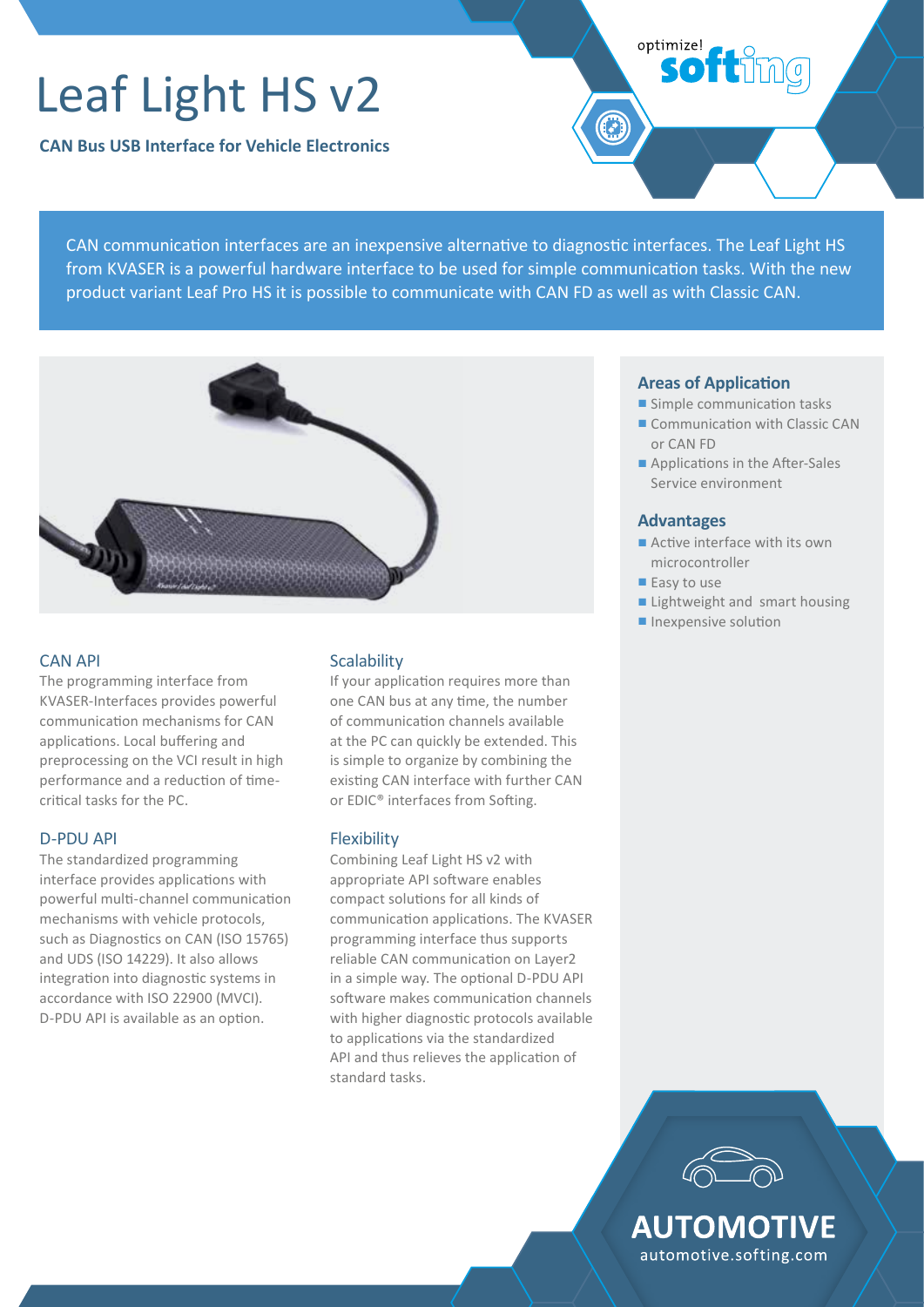# Leaf Light HS v2

**CAN Bus USB Interface for Vehicle Electronics**

optimize! softing

CAN communication interfaces are an inexpensive alternative to diagnostic interfaces. The Leaf Light HS from KVASER is a powerful hardware interface to be used for simple communication tasks. With the new product variant Leaf Pro HS it is possible to communicate with CAN FD as well as with Classic CAN.

## CAN API

The programming interface from KVASER-Interfaces provides powerful communication mechanisms for CAN applications. Local buffering and preprocessing on the VCI result in high performance and a reduction of time-critical tasks for the PC.

## D-PDU API

The standardized programming interface provides applications with powerful multi-channel communication mechanisms with vehicle protocols, such as Diagnostics on CAN (ISO 15765) and UDS (ISO 14229). It also allows integration into diagnostic systems in accordance with ISO 22900 (MVCI). D-PDU API is available as an option.

## Scalability

If your application requires more than one CAN bus at any time, the number of communication channels available at the PC can quickly be extended. This is simple to organize by combining the existing CAN interface with further CAN or EDIC® interfaces from Softing.

## Flexibility

Combining Leaf Light HS v2 with appropriate API software enables compact solutions for all kinds of communication applications. The KVASER programming interface thus supports reliable CAN communication on Layer2 in a simple way. The optional D-PDU API software makes communication channels with higher diagnostic protocols available to applications via the standardized API and thus relieves the application of standard tasks.

## Areas of Application

- Simple communication tasks
- Communication with Classic CAN or CAN FD
- Applications in the After-Sales Service environment

## Advantages

- Active interface with its own microcontroller
- Easy to use
- Lightweight and smart housing
- Inexpensive solution

**AUTOMOTIVE**
automotive.softing.com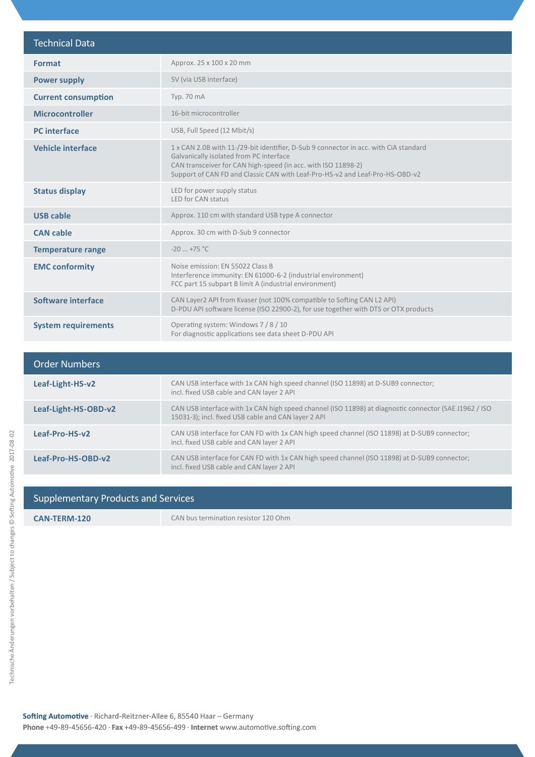## Technical Data

| | |
|---|---|
| **Format** | Approx. 25 x 100 x 20 mm |
| **Power supply** | 5V (via USB interface) |
| **Current consumption** | Typ. 70 mA |
| **Microcontroller** | 16-bit microcontroller |
| **PC interface** | USB, Full Speed (12 Mbit/s) |
| **Vehicle interface** | 1 x CAN 2.0B with 11-/29-bit identifier, D-Sub 9 connector in acc. with CiA standard<br>Galvanically isolated from PC interface<br>CAN transceiver for CAN high-speed (in acc. with ISO 11898-2)<br>Support of CAN FD and Classic CAN with Leaf-Pro-HS-v2 and Leaf-Pro-HS-OBD-v2 |
| **Status display** | LED for power supply status<br>LED for CAN status |
| **USB cable** | Approx. 110 cm with standard USB type A connector |
| **CAN cable** | Approx. 30 cm with D-Sub 9 connector |
| **Temperature range** | -20 ... +75 °C |
| **EMC conformity** | Noise emission: EN 55022 Class B<br>Interference immunity: EN 61000-6-2 (industrial environment)<br>FCC part 15 subpart B limit A (industrial environment) |
| **Software interface** | CAN Layer2 API from Kvaser (not 100% compatible to Softing CAN L2 API)<br>D-PDU API software license (ISO 22900-2), for use together with DTS or OTX products |
| **System requirements** | Operating system: Windows 7 / 8 / 10<br>For diagnostic applications see data sheet D-PDU API |

## Order Numbers

| | |
|---|---|
| **Leaf-Light-HS-v2** | CAN USB interface with 1x CAN high speed channel (ISO 11898) at D-SUB9 connector; incl. fixed USB cable and CAN layer 2 API |
| **Leaf-Light-HS-OBD-v2** | CAN USB interface with 1x CAN high speed channel (ISO 11898) at diagnostic connector (SAE J1962 / ISO 15031-3); incl. fixed USB cable and CAN layer 2 API |
| **Leaf-Pro-HS-v2** | CAN USB interface for CAN FD with 1x CAN high speed channel (ISO 11898) at D-SUB9 connector; incl. fixed USB cable and CAN layer 2 API |
| **Leaf-Pro-HS-OBD-v2** | CAN USB interface for CAN FD with 1x CAN high speed channel (ISO 11898) at D-SUB9 connector; incl. fixed USB cable and CAN layer 2 API |

## Supplementary Products and Services

| | |
|---|---|
| **CAN-TERM-120** | CAN bus termination resistor 120 Ohm |

Technische Änderungen vorbehalten / Subject to changes © Softing Automotive 2017-08-02

**Softing Automotive** · Richard-Reitzner-Allee 6, 85540 Haar – Germany
**Phone** +49-89-45656-420 · **Fax** +49-89-45656-499 · **Internet** www.automotive.softing.com